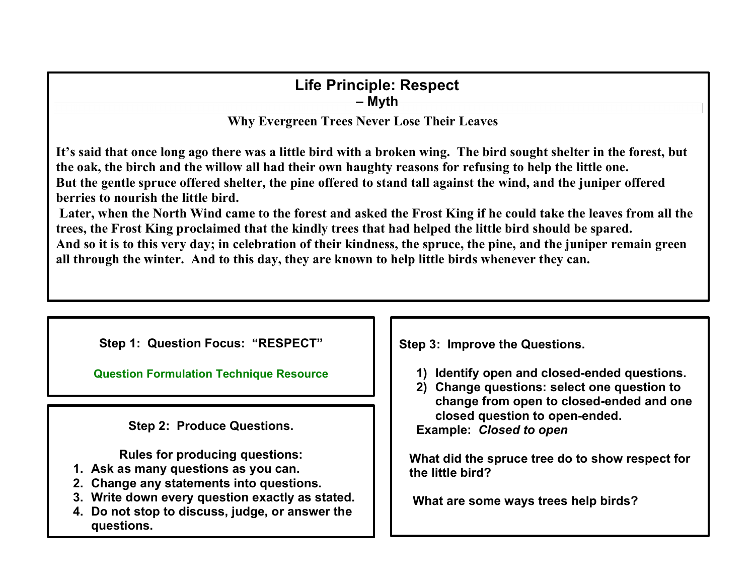# Life Principle: Respect

**– Myth**

## Why Evergreen Trees Never Lose Their Leaves

**It's said that once long ago there was a little bird with a broken wing. The bird sought shelter in the forest, but the oak, the birch and the willow all had their own haughty reasons for refusing to help the little one.**
**But the gentle spruce offered shelter, the pine offered to stand tall against the wind, and the juniper offered berries to nourish the little bird.**
**Later, when the North Wind came to the forest and asked the Frost King if he could take the leaves from all the trees, the Frost King proclaimed that the kindly trees that had helped the little bird should be spared.**
**And so it is to this very day; in celebration of their kindness, the spruce, the pine, and the juniper remain green all through the winter. And to this day, they are known to help little birds whenever they can.**

### Step 1: Question Focus: "RESPECT"

Question Formulation Technique Resource

### Step 2: Produce Questions.

**Rules for producing questions:**

1. **Ask as many questions as you can.**
2. **Change any statements into questions.**
3. **Write down every question exactly as stated.**
4. **Do not stop to discuss, judge, or answer the questions.**

### Step 3: Improve the Questions.

1) **Identify open and closed-ended questions.**
2) **Change questions: select one question to change from open to closed-ended and one closed question to open-ended.**

**Example:** ***Closed to open***

**What did the spruce tree do to show respect for the little bird?**

**What are some ways trees help birds?**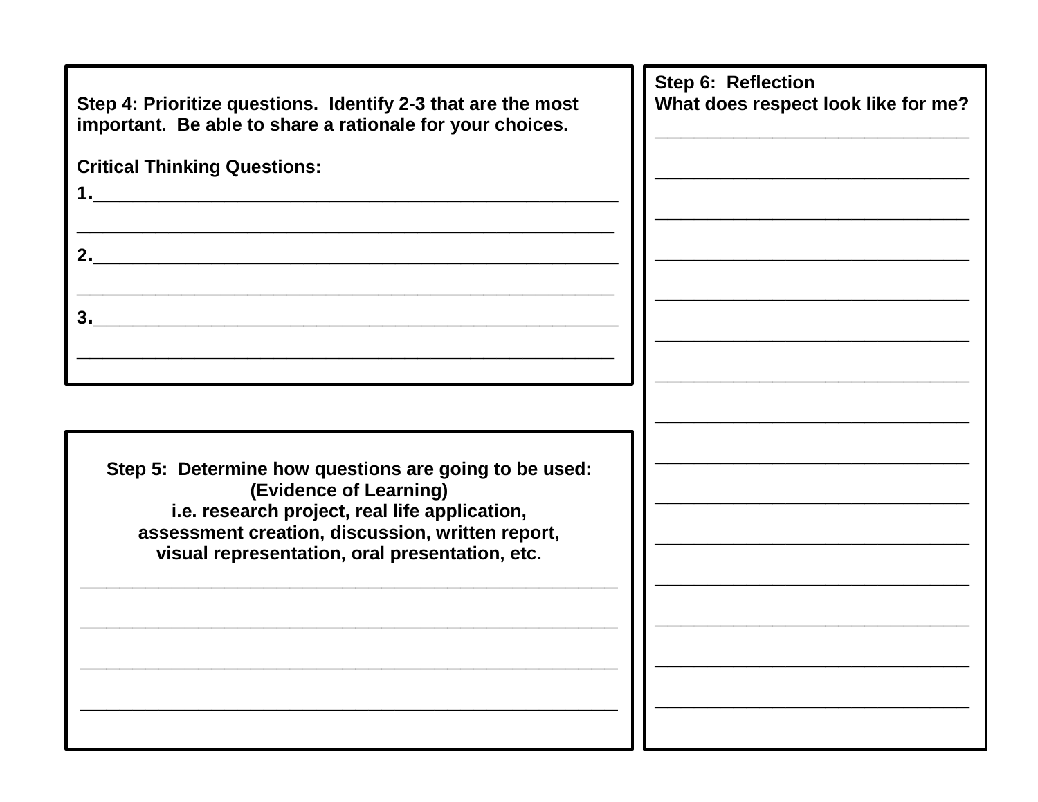**Step 4: Prioritize questions. Identify 2-3 that are the most important. Be able to share a rationale for your choices.**

**Critical Thinking Questions:**

**1.**\_\_\_\_\_\_\_\_\_\_\_\_\_\_\_\_\_\_\_\_\_\_\_\_\_\_\_\_\_\_\_\_\_\_\_\_\_\_\_\_\_\_\_\_\_\_\_\_\_\_\_\_

\_\_\_\_\_\_\_\_\_\_\_\_\_\_\_\_\_\_\_\_\_\_\_\_\_\_\_\_\_\_\_\_\_\_\_\_\_\_\_\_\_\_\_\_\_\_\_\_\_\_\_\_\_\_

**2.**\_\_\_\_\_\_\_\_\_\_\_\_\_\_\_\_\_\_\_\_\_\_\_\_\_\_\_\_\_\_\_\_\_\_\_\_\_\_\_\_\_\_\_\_\_\_\_\_\_\_\_\_

\_\_\_\_\_\_\_\_\_\_\_\_\_\_\_\_\_\_\_\_\_\_\_\_\_\_\_\_\_\_\_\_\_\_\_\_\_\_\_\_\_\_\_\_\_\_\_\_\_\_\_\_\_\_

**3.**\_\_\_\_\_\_\_\_\_\_\_\_\_\_\_\_\_\_\_\_\_\_\_\_\_\_\_\_\_\_\_\_\_\_\_\_\_\_\_\_\_\_\_\_\_\_\_\_\_\_\_\_

\_\_\_\_\_\_\_\_\_\_\_\_\_\_\_\_\_\_\_\_\_\_\_\_\_\_\_\_\_\_\_\_\_\_\_\_\_\_\_\_\_\_\_\_\_\_\_\_\_\_\_\_\_\_

**Step 5: Determine how questions are going to be used: (Evidence of Learning)**
**i.e. research project, real life application, assessment creation, discussion, written report, visual representation, oral presentation, etc.**

\_\_\_\_\_\_\_\_\_\_\_\_\_\_\_\_\_\_\_\_\_\_\_\_\_\_\_\_\_\_\_\_\_\_\_\_\_\_\_\_\_\_\_\_\_\_\_\_\_\_\_\_\_\_

\_\_\_\_\_\_\_\_\_\_\_\_\_\_\_\_\_\_\_\_\_\_\_\_\_\_\_\_\_\_\_\_\_\_\_\_\_\_\_\_\_\_\_\_\_\_\_\_\_\_\_\_\_\_

\_\_\_\_\_\_\_\_\_\_\_\_\_\_\_\_\_\_\_\_\_\_\_\_\_\_\_\_\_\_\_\_\_\_\_\_\_\_\_\_\_\_\_\_\_\_\_\_\_\_\_\_\_\_

\_\_\_\_\_\_\_\_\_\_\_\_\_\_\_\_\_\_\_\_\_\_\_\_\_\_\_\_\_\_\_\_\_\_\_\_\_\_\_\_\_\_\_\_\_\_\_\_\_\_\_\_\_\_

**Step 6: Reflection**
**What does respect look like for me?**

\_\_\_\_\_\_\_\_\_\_\_\_\_\_\_\_\_\_\_\_\_\_\_\_\_\_\_\_\_\_\_\_\_\_\_\_

\_\_\_\_\_\_\_\_\_\_\_\_\_\_\_\_\_\_\_\_\_\_\_\_\_\_\_\_\_\_\_\_\_\_\_\_

\_\_\_\_\_\_\_\_\_\_\_\_\_\_\_\_\_\_\_\_\_\_\_\_\_\_\_\_\_\_\_\_\_\_\_\_

\_\_\_\_\_\_\_\_\_\_\_\_\_\_\_\_\_\_\_\_\_\_\_\_\_\_\_\_\_\_\_\_\_\_\_\_

\_\_\_\_\_\_\_\_\_\_\_\_\_\_\_\_\_\_\_\_\_\_\_\_\_\_\_\_\_\_\_\_\_\_\_\_

\_\_\_\_\_\_\_\_\_\_\_\_\_\_\_\_\_\_\_\_\_\_\_\_\_\_\_\_\_\_\_\_\_\_\_\_

\_\_\_\_\_\_\_\_\_\_\_\_\_\_\_\_\_\_\_\_\_\_\_\_\_\_\_\_\_\_\_\_\_\_\_\_

\_\_\_\_\_\_\_\_\_\_\_\_\_\_\_\_\_\_\_\_\_\_\_\_\_\_\_\_\_\_\_\_\_\_\_\_

\_\_\_\_\_\_\_\_\_\_\_\_\_\_\_\_\_\_\_\_\_\_\_\_\_\_\_\_\_\_\_\_\_\_\_\_

\_\_\_\_\_\_\_\_\_\_\_\_\_\_\_\_\_\_\_\_\_\_\_\_\_\_\_\_\_\_\_\_\_\_\_\_

\_\_\_\_\_\_\_\_\_\_\_\_\_\_\_\_\_\_\_\_\_\_\_\_\_\_\_\_\_\_\_\_\_\_\_\_

\_\_\_\_\_\_\_\_\_\_\_\_\_\_\_\_\_\_\_\_\_\_\_\_\_\_\_\_\_\_\_\_\_\_\_\_

\_\_\_\_\_\_\_\_\_\_\_\_\_\_\_\_\_\_\_\_\_\_\_\_\_\_\_\_\_\_\_\_\_\_\_\_

\_\_\_\_\_\_\_\_\_\_\_\_\_\_\_\_\_\_\_\_\_\_\_\_\_\_\_\_\_\_\_\_\_\_\_\_

\_\_\_\_\_\_\_\_\_\_\_\_\_\_\_\_\_\_\_\_\_\_\_\_\_\_\_\_\_\_\_\_\_\_\_\_